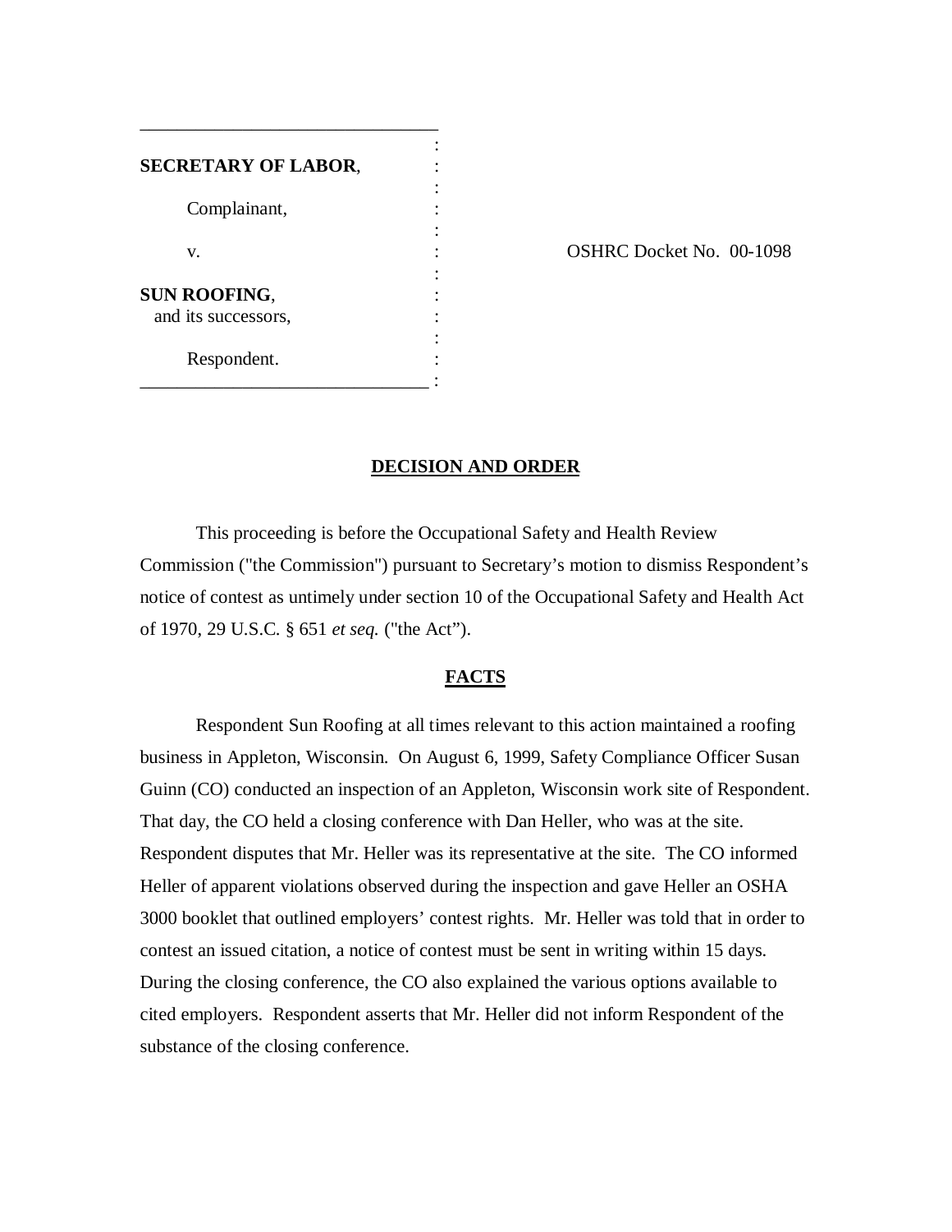**SECRETARY OF LABOR**,

Complainant,

v.

**SUN ROOFING**,
and its successors,

Respondent.

OSHRC Docket No. 00-1098

## DECISION AND ORDER

This proceeding is before the Occupational Safety and Health Review Commission ("the Commission") pursuant to Secretary's motion to dismiss Respondent's notice of contest as untimely under section 10 of the Occupational Safety and Health Act of 1970, 29 U.S.C. § 651 *et seq.* ("the Act").

## FACTS

Respondent Sun Roofing at all times relevant to this action maintained a roofing business in Appleton, Wisconsin. On August 6, 1999, Safety Compliance Officer Susan Guinn (CO) conducted an inspection of an Appleton, Wisconsin work site of Respondent. That day, the CO held a closing conference with Dan Heller, who was at the site. Respondent disputes that Mr. Heller was its representative at the site. The CO informed Heller of apparent violations observed during the inspection and gave Heller an OSHA 3000 booklet that outlined employers' contest rights. Mr. Heller was told that in order to contest an issued citation, a notice of contest must be sent in writing within 15 days. During the closing conference, the CO also explained the various options available to cited employers. Respondent asserts that Mr. Heller did not inform Respondent of the substance of the closing conference.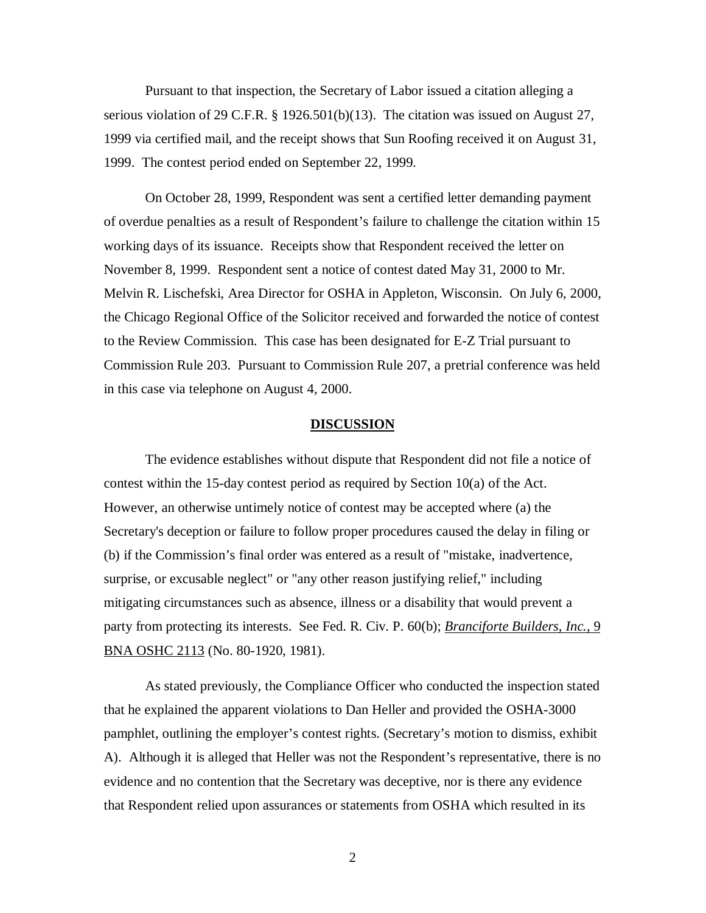Pursuant to that inspection, the Secretary of Labor issued a citation alleging a serious violation of 29 C.F.R. § 1926.501(b)(13). The citation was issued on August 27, 1999 via certified mail, and the receipt shows that Sun Roofing received it on August 31, 1999. The contest period ended on September 22, 1999.

On October 28, 1999, Respondent was sent a certified letter demanding payment of overdue penalties as a result of Respondent's failure to challenge the citation within 15 working days of its issuance. Receipts show that Respondent received the letter on November 8, 1999. Respondent sent a notice of contest dated May 31, 2000 to Mr. Melvin R. Lischefski, Area Director for OSHA in Appleton, Wisconsin. On July 6, 2000, the Chicago Regional Office of the Solicitor received and forwarded the notice of contest to the Review Commission. This case has been designated for E-Z Trial pursuant to Commission Rule 203. Pursuant to Commission Rule 207, a pretrial conference was held in this case via telephone on August 4, 2000.

## DISCUSSION

The evidence establishes without dispute that Respondent did not file a notice of contest within the 15-day contest period as required by Section 10(a) of the Act. However, an otherwise untimely notice of contest may be accepted where (a) the Secretary's deception or failure to follow proper procedures caused the delay in filing or (b) if the Commission's final order was entered as a result of "mistake, inadvertence, surprise, or excusable neglect" or "any other reason justifying relief," including mitigating circumstances such as absence, illness or a disability that would prevent a party from protecting its interests. See Fed. R. Civ. P. 60(b); *Branciforte Builders, Inc.*, 9 BNA OSHC 2113 (No. 80-1920, 1981).

As stated previously, the Compliance Officer who conducted the inspection stated that he explained the apparent violations to Dan Heller and provided the OSHA-3000 pamphlet, outlining the employer's contest rights. (Secretary's motion to dismiss, exhibit A). Although it is alleged that Heller was not the Respondent's representative, there is no evidence and no contention that the Secretary was deceptive, nor is there any evidence that Respondent relied upon assurances or statements from OSHA which resulted in its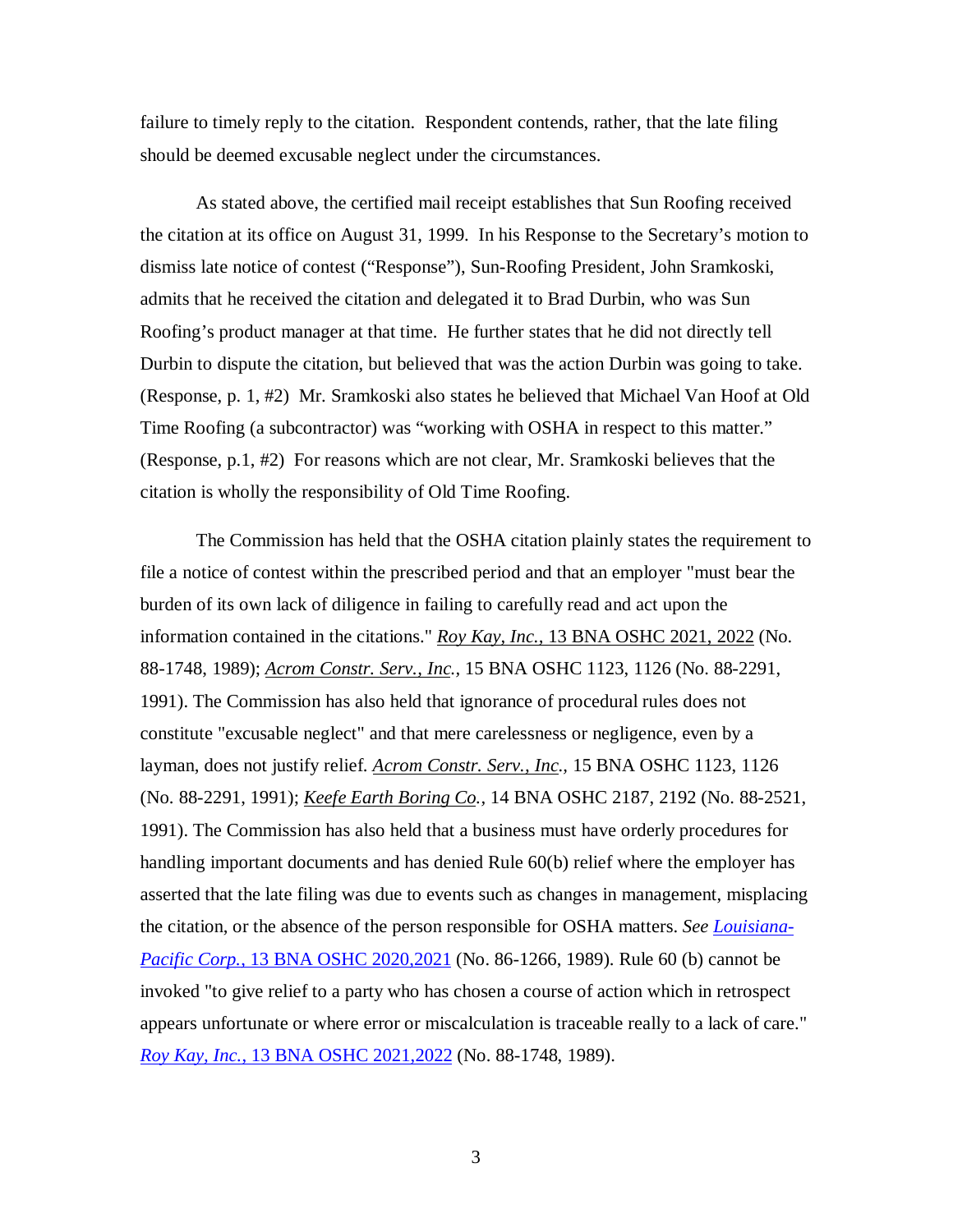failure to timely reply to the citation. Respondent contends, rather, that the late filing should be deemed excusable neglect under the circumstances.

As stated above, the certified mail receipt establishes that Sun Roofing received the citation at its office on August 31, 1999. In his Response to the Secretary's motion to dismiss late notice of contest ("Response"), Sun-Roofing President, John Sramkoski, admits that he received the citation and delegated it to Brad Durbin, who was Sun Roofing's product manager at that time. He further states that he did not directly tell Durbin to dispute the citation, but believed that was the action Durbin was going to take. (Response, p. 1, #2) Mr. Sramkoski also states he believed that Michael Van Hoof at Old Time Roofing (a subcontractor) was "working with OSHA in respect to this matter." (Response, p.1, #2) For reasons which are not clear, Mr. Sramkoski believes that the citation is wholly the responsibility of Old Time Roofing.

The Commission has held that the OSHA citation plainly states the requirement to file a notice of contest within the prescribed period and that an employer "must bear the burden of its own lack of diligence in failing to carefully read and act upon the information contained in the citations." *Roy Kay, Inc.*, 13 BNA OSHC 2021, 2022 (No. 88-1748, 1989); *Acrom Constr. Serv., Inc.*, 15 BNA OSHC 1123, 1126 (No. 88-2291, 1991). The Commission has also held that ignorance of procedural rules does not constitute "excusable neglect" and that mere carelessness or negligence, even by a layman, does not justify relief. *Acrom Constr. Serv., Inc.*, 15 BNA OSHC 1123, 1126 (No. 88-2291, 1991); *Keefe Earth Boring Co.*, 14 BNA OSHC 2187, 2192 (No. 88-2521, 1991). The Commission has also held that a business must have orderly procedures for handling important documents and has denied Rule 60(b) relief where the employer has asserted that the late filing was due to events such as changes in management, misplacing the citation, or the absence of the person responsible for OSHA matters. *See* *Louisiana-Pacific Corp.*, 13 BNA OSHC 2020,2021 (No. 86-1266, 1989). Rule 60 (b) cannot be invoked "to give relief to a party who has chosen a course of action which in retrospect appears unfortunate or where error or miscalculation is traceable really to a lack of care." *Roy Kay, Inc.*, 13 BNA OSHC 2021,2022 (No. 88-1748, 1989).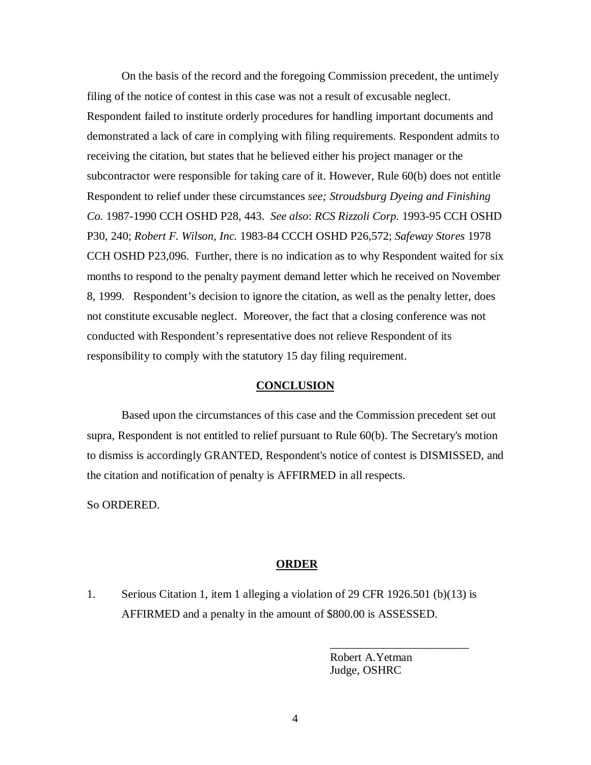On the basis of the record and the foregoing Commission precedent, the untimely filing of the notice of contest in this case was not a result of excusable neglect. Respondent failed to institute orderly procedures for handling important documents and demonstrated a lack of care in complying with filing requirements. Respondent admits to receiving the citation, but states that he believed either his project manager or the subcontractor were responsible for taking care of it. However, Rule 60(b) does not entitle Respondent to relief under these circumstances *see; Stroudsburg Dyeing and Finishing Co.* 1987-1990 CCH OSHD P28, 443. *See also*: *RCS Rizzoli Corp.* 1993-95 CCH OSHD P30, 240; *Robert F. Wilson, Inc.* 1983-84 CCCH OSHD P26,572; *Safeway Stores* 1978 CCH OSHD P23,096. Further, there is no indication as to why Respondent waited for six months to respond to the penalty payment demand letter which he received on November 8, 1999. Respondent's decision to ignore the citation, as well as the penalty letter, does not constitute excusable neglect. Moreover, the fact that a closing conference was not conducted with Respondent's representative does not relieve Respondent of its responsibility to comply with the statutory 15 day filing requirement.

## CONCLUSION

Based upon the circumstances of this case and the Commission precedent set out supra, Respondent is not entitled to relief pursuant to Rule 60(b). The Secretary's motion to dismiss is accordingly GRANTED, Respondent's notice of contest is DISMISSED, and the citation and notification of penalty is AFFIRMED in all respects.

So ORDERED.

## ORDER

1. Serious Citation 1, item 1 alleging a violation of 29 CFR 1926.501 (b)(13) is AFFIRMED and a penalty in the amount of $800.00 is ASSESSED.

\_\_\_\_\_\_\_\_\_\_\_\_\_\_\_\_\_\_\_\_\_\_\_\_

Robert A.Yetman
Judge, OSHRC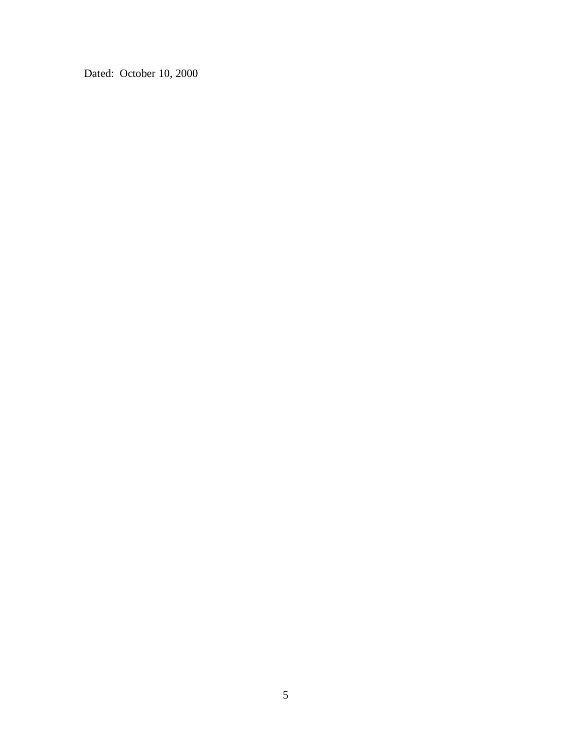Dated: October 10, 2000